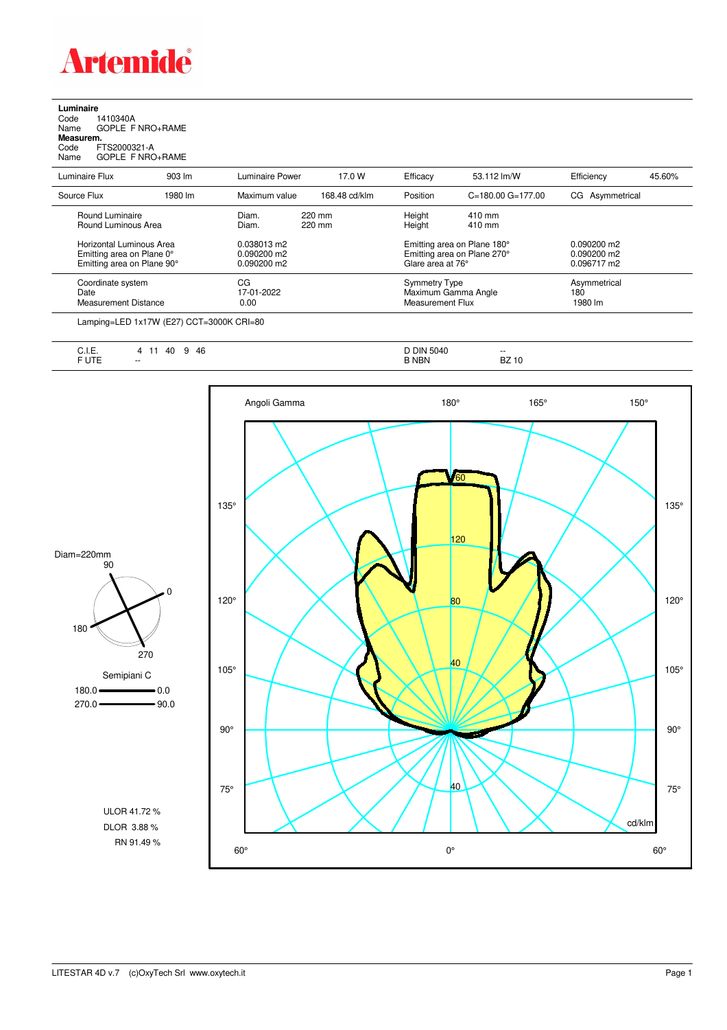# Artemide

**Luminaire**
Code 1410340A
Name GOPLE F NRO+RAME
**Measurem.**
Code FTS2000321-A
Name GOPLE F NRO+RAME

| Luminaire Flux | 903 lm | Luminaire Power | 17.0 W | Efficacy | 53.112 lm/W | Efficiency | 45.60% |
|---|---|---|---|---|---|---|---|
| Source Flux | 1980 lm | Maximum value | 168.48 cd/klm | Position | C=180.00 G=177.00 | CG Asymmetrical | |

| | | | |
|---|---|---|---|
| Round Luminaire | Diam. 220 mm | Height 410 mm | |
| Round Luminous Area | Diam. 220 mm | Height 410 mm | |
| Horizontal Luminous Area | 0.038013 m2 | Emitting area on Plane 180° | 0.090200 m2 |
| Emitting area on Plane 0° | 0.090200 m2 | Emitting area on Plane 270° | 0.090200 m2 |
| Emitting area on Plane 90° | 0.090200 m2 | Glare area at 76° | 0.096717 m2 |
| Coordinate system | CG | Symmetry Type | Asymmetrical |
| Date | 17-01-2022 | Maximum Gamma Angle | 180 |
| Measurement Distance | 0.00 | Measurement Flux | 1980 lm |

Lamping=LED 1x17W (E27) CCT=3000K CRI=80

| | | | |
|---|---|---|---|
| C.I.E. | 4 11 40 9 46 | D DIN 5040 | -- |
| F UTE | -- | B NBN | BZ 10 |

Diam=220mm

Semipiani C
180.0 — 0.0
270.0 — 90.0

ULOR 41.72 %
DLOR 3.88 %
RN 91.49 %

Angoli Gamma
cd/klm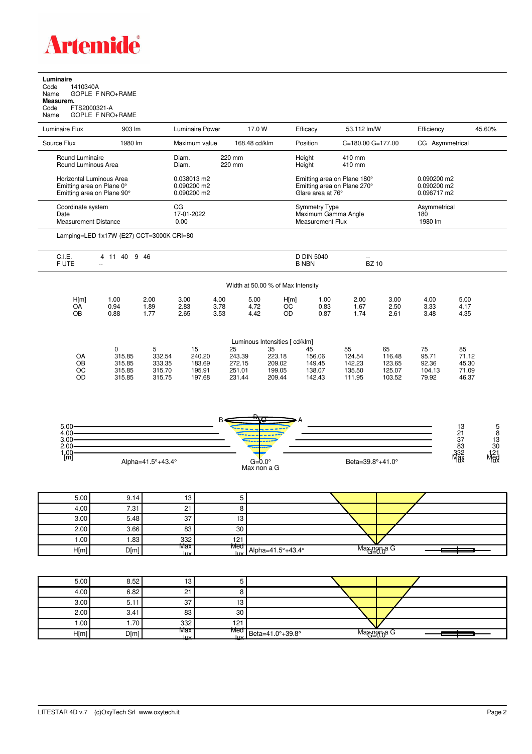**Artemide**

**Luminaire**
Code 1410340A
Name GOPLE F NRO+RAME
**Measurem.**
Code FTS2000321-A
Name GOPLE F NRO+RAME

| | | | | | | | |
|---|---|---|---|---|---|---|---|
| Luminaire Flux | 903 lm | Luminaire Power | 17.0 W | Efficacy | 53.112 lm/W | Efficiency | 45.60% |
| Source Flux | 1980 lm | Maximum value | 168.48 cd/klm | Position | C=180.00 G=177.00 | CG Asymmetrical | |

| | | | | | |
|---|---|---|---|---|---|
| Round Luminaire | Diam. | 220 mm | Height | 410 mm | |
| Round Luminous Area | Diam. | 220 mm | Height | 410 mm | |
| Horizontal Luminous Area | 0.038013 m2 | | Emitting area on Plane 180° | | 0.090200 m2 |
| Emitting area on Plane 0° | 0.090200 m2 | | Emitting area on Plane 270° | | 0.090200 m2 |
| Emitting area on Plane 90° | 0.090200 m2 | | Glare area at 76° | | 0.096717 m2 |
| Coordinate system | CG | | Symmetry Type | | Asymmetrical |
| Date | 17-01-2022 | | Maximum Gamma Angle | | 180 |
| Measurement Distance | 0.00 | | Measurement Flux | | 1980 lm |

Lamping=LED 1x17W (E27) CCT=3000K CRI=80

| | | | |
|---|---|---|---|
| C.I.E. | 4 11 40 9 46 | D DIN 5040 | -- |
| F UTE | -- | B NBN | BZ 10 |

Width at 50.00 % of Max Intensity

| H[m] | 1.00 | 2.00 | 3.00 | 4.00 | 5.00 | H[m] | 1.00 | 2.00 | 3.00 | 4.00 | 5.00 |
|---|---|---|---|---|---|---|---|---|---|---|---|
| OA | 0.94 | 1.89 | 2.83 | 3.78 | 4.72 | OC | 0.83 | 1.67 | 2.50 | 3.33 | 4.17 |
| OB | 0.88 | 1.77 | 2.65 | 3.53 | 4.42 | OD | 0.87 | 1.74 | 2.61 | 3.48 | 4.35 |

Luminous Intensities [ cd/klm]

| | 0 | 5 | 15 | 25 | 35 | 45 | 55 | 65 | 75 | 85 |
|---|---|---|---|---|---|---|---|---|---|---|
| OA | 315.85 | 332.54 | 240.20 | 243.39 | 223.18 | 156.06 | 124.54 | 116.48 | 95.71 | 71.12 |
| OB | 315.85 | 333.35 | 183.69 | 272.15 | 209.02 | 149.45 | 142.23 | 123.65 | 92.36 | 45.30 |
| OC | 315.85 | 315.70 | 195.91 | 251.01 | 199.05 | 138.07 | 135.50 | 125.07 | 104.13 | 71.09 |
| OD | 315.85 | 315.75 | 197.68 | 231.44 | 209.44 | 142.43 | 111.95 | 103.52 | 79.92 | 46.37 |

5.00
4.00
3.00
2.00
1.00
[m]
B D C A
Alpha=41.5°+43.4°
G=0.0°
Max non a G
Beta=39.8°+41.0°
13 21 37 83 332 Max lux
5 8 13 30 121 Med lux

| H[m] | D[m] | Max lux | Med lux |
|---|---|---|---|
| 5.00 | 9.14 | 13 | 5 |
| 4.00 | 7.31 | 21 | 8 |
| 3.00 | 5.48 | 37 | 13 |
| 2.00 | 3.66 | 83 | 30 |
| 1.00 | 1.83 | 332 | 121 |

Alpha=41.5°+43.4° Max non a G G=0.0°

| H[m] | D[m] | Max lux | Med lux |
|---|---|---|---|
| 5.00 | 8.52 | 13 | 5 |
| 4.00 | 6.82 | 21 | 8 |
| 3.00 | 5.11 | 37 | 13 |
| 2.00 | 3.41 | 83 | 30 |
| 1.00 | 1.70 | 332 | 121 |

Beta=41.0°+39.8° Max non a G G=0.0°

LITESTAR 4D v.7 (c)OxyTech Srl www.oxytech.it